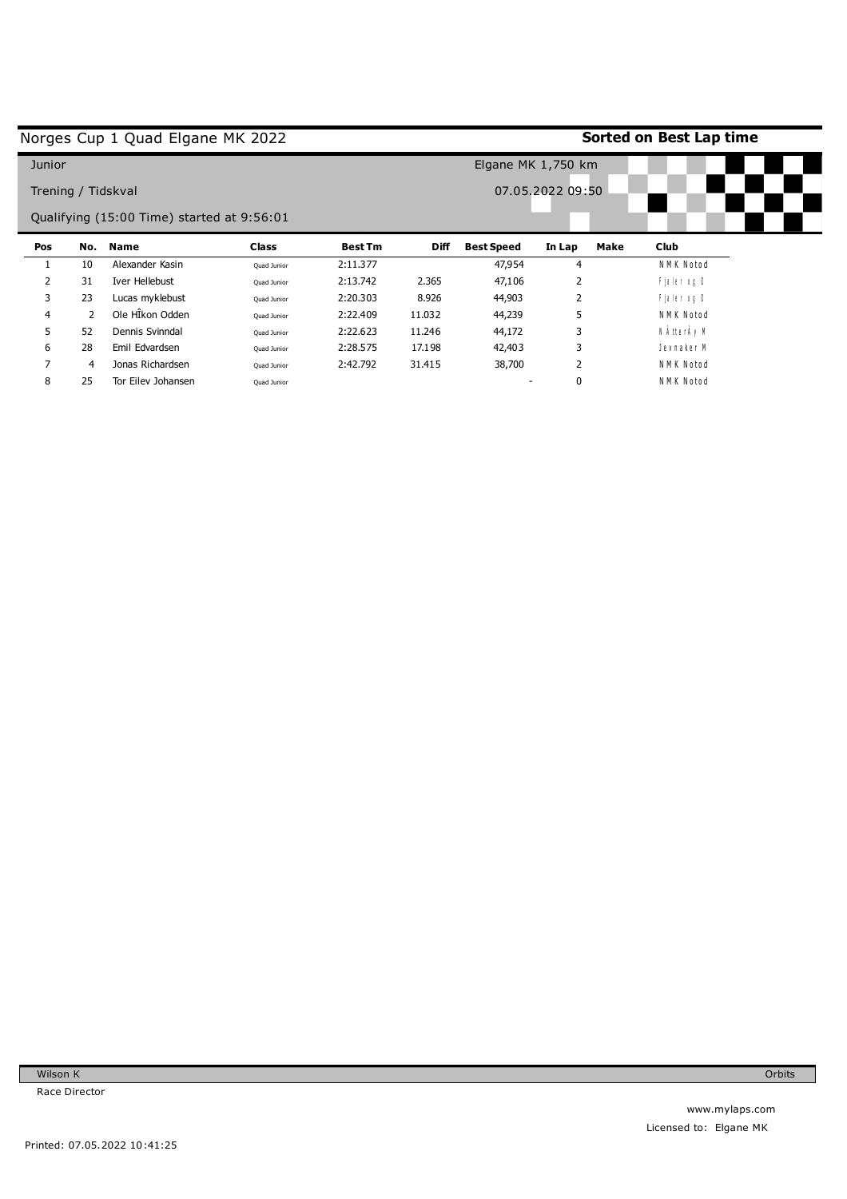# Norges Cup 1 Quad Elgane MK 2022

**Sorted on Best Lap time**

Junior

Elgane MK 1,750 km

Trening / Tidskval

07.05.2022 09:50

Qualifying (15:00 Time) started at 9:56:01

| Pos | No. | Name | Class | Best Tm | Diff | Best Speed | In Lap | Make | Club |
|---|---|---|---|---|---|---|---|---|---|
| 1 | 10 | Alexander Kasin | Quad Junior | 2:11.377 | | 47,954 | 4 | | NMK Notod |
| 2 | 31 | Iver Hellebust | Quad Junior | 2:13.742 | 2.365 | 47,106 | 2 | | Fjaler og O |
| 3 | 23 | Lucas myklebust | Quad Junior | 2:20.303 | 8.926 | 44,903 | 2 | | Fjaler og O |
| 4 | 2 | Ole HÎkon Odden | Quad Junior | 2:22.409 | 11.032 | 44,239 | 5 | | NMK Notod |
| 5 | 52 | Dennis Svinndal | Quad Junior | 2:22.623 | 11.246 | 44,172 | 3 | | NÅtterÅy M |
| 6 | 28 | Emil Edvardsen | Quad Junior | 2:28.575 | 17.198 | 42,403 | 3 | | Jevnaker M |
| 7 | 4 | Jonas Richardsen | Quad Junior | 2:42.792 | 31.415 | 38,700 | 2 | | NMK Notod |
| 8 | 25 | Tor Eilev Johansen | Quad Junior | | | - | 0 | | NMK Notod |

Wilson K

Race Director

Orbits

www.mylaps.com

Licensed to: Elgane MK

Printed: 07.05.2022 10:41:25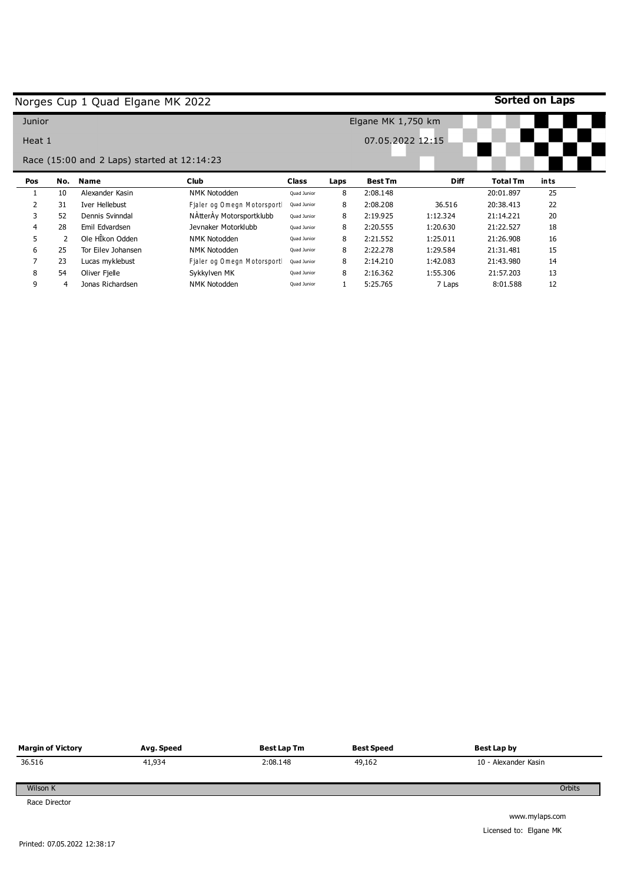# Norges Cup 1 Quad Elgane MK 2022

**Sorted on Laps**

Junior

Heat 1

Race (15:00 and 2 Laps) started at 12:14:23

Elgane MK 1,750 km

07.05.2022 12:15

| Pos | No. | Name | Club | Class | Laps | Best Tm | Diff | Total Tm | ints |
|---|---|---|---|---|---|---|---|---|---|
| 1 | 10 | Alexander Kasin | NMK Notodden | Quad Junior | 8 | 2:08.148 | | 20:01.897 | 25 |
| 2 | 31 | Iver Hellebust | Fjaler og Omegn Motorsportl | Quad Junior | 8 | 2:08.208 | 36.516 | 20:38.413 | 22 |
| 3 | 52 | Dennis Svinndal | NÃtterÂy Motorsportklubb | Quad Junior | 8 | 2:19.925 | 1:12.324 | 21:14.221 | 20 |
| 4 | 28 | Emil Edvardsen | Jevnaker Motorklubb | Quad Junior | 8 | 2:20.555 | 1:20.630 | 21:22.527 | 18 |
| 5 | 2 | Ole HÎkon Odden | NMK Notodden | Quad Junior | 8 | 2:21.552 | 1:25.011 | 21:26.908 | 16 |
| 6 | 25 | Tor Eilev Johansen | NMK Notodden | Quad Junior | 8 | 2:22.278 | 1:29.584 | 21:31.481 | 15 |
| 7 | 23 | Lucas myklebust | Fjaler og Omegn Motorsportl | Quad Junior | 8 | 2:14.210 | 1:42.083 | 21:43.980 | 14 |
| 8 | 54 | Oliver Fjelle | Sykkylven MK | Quad Junior | 8 | 2:16.362 | 1:55.306 | 21:57.203 | 13 |
| 9 | 4 | Jonas Richardsen | NMK Notodden | Quad Junior | 1 | 5:25.765 | 7 Laps | 8:01.588 | 12 |

| Margin of Victory | Avg. Speed | Best Lap Tm | Best Speed | Best Lap by |
|---|---|---|---|---|
| 36.516 | 41,934 | 2:08.148 | 49,162 | 10 - Alexander Kasin |

Wilson K — Orbits

Race Director

www.mylaps.com

Licensed to: Elgane MK

Printed: 07.05.2022 12:38:17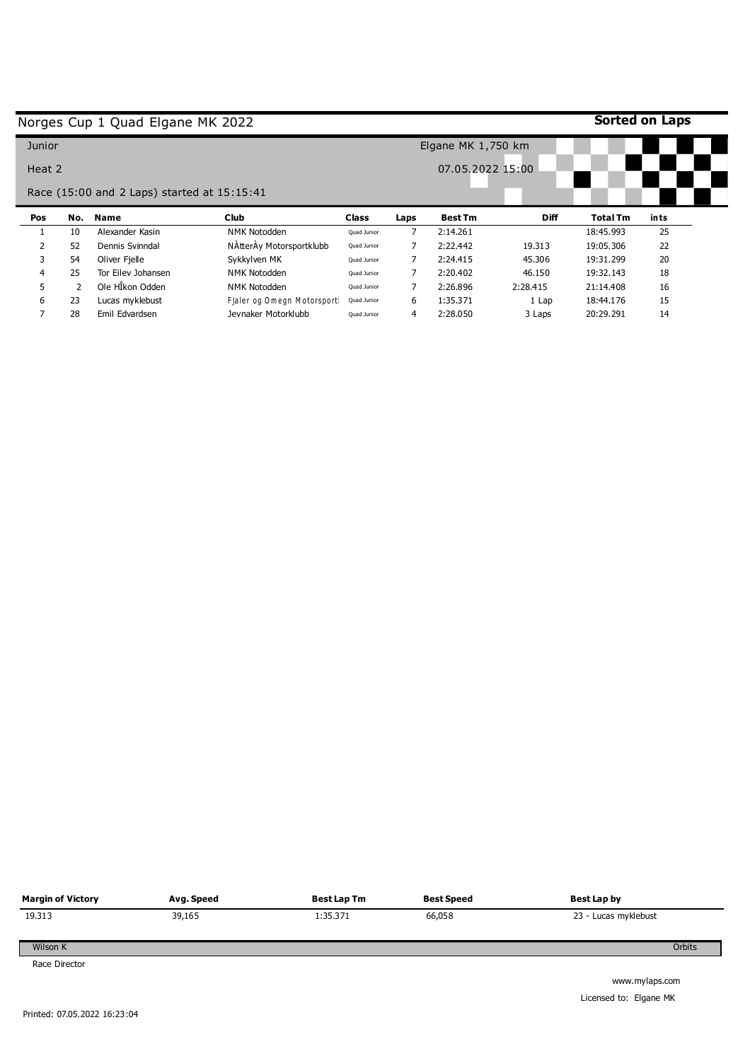# Norges Cup 1 Quad Elgane MK 2022

**Sorted on Laps**

Junior

Heat 2

Race (15:00 and 2 Laps) started at 15:15:41

Elgane MK 1,750 km

07.05.2022 15:00

| Pos | No. | Name | Club | Class | Laps | Best Tm | Diff | Total Tm | ints |
|---|---|---|---|---|---|---|---|---|---|
| 1 | 10 | Alexander Kasin | NMK Notodden | Quad Junior | 7 | 2:14.261 | | 18:45.993 | 25 |
| 2 | 52 | Dennis Svinndal | NÀtterÀy Motorsportklubb | Quad Junior | 7 | 2:22.442 | 19.313 | 19:05.306 | 22 |
| 3 | 54 | Oliver Fjelle | Sykkylven MK | Quad Junior | 7 | 2:24.415 | 45.306 | 19:31.299 | 20 |
| 4 | 25 | Tor Eilev Johansen | NMK Notodden | Quad Junior | 7 | 2:20.402 | 46.150 | 19:32.143 | 18 |
| 5 | 2 | Ole HÎkon Odden | NMK Notodden | Quad Junior | 7 | 2:26.896 | 2:28.415 | 21:14.408 | 16 |
| 6 | 23 | Lucas myklebust | Fjaler og Omegn Motorsportl | Quad Junior | 6 | 1:35.371 | 1 Lap | 18:44.176 | 15 |
| 7 | 28 | Emil Edvardsen | Jevnaker Motorklubb | Quad Junior | 4 | 2:28.050 | 3 Laps | 20:29.291 | 14 |

| Margin of Victory | Avg. Speed | Best Lap Tm | Best Speed | Best Lap by |
|---|---|---|---|---|
| 19.313 | 39,165 | 1:35.371 | 66,058 | 23 - Lucas myklebust |

Wilson K

Race Director

Orbits

www.mylaps.com

Licensed to: Elgane MK

Printed: 07.05.2022 16:23:04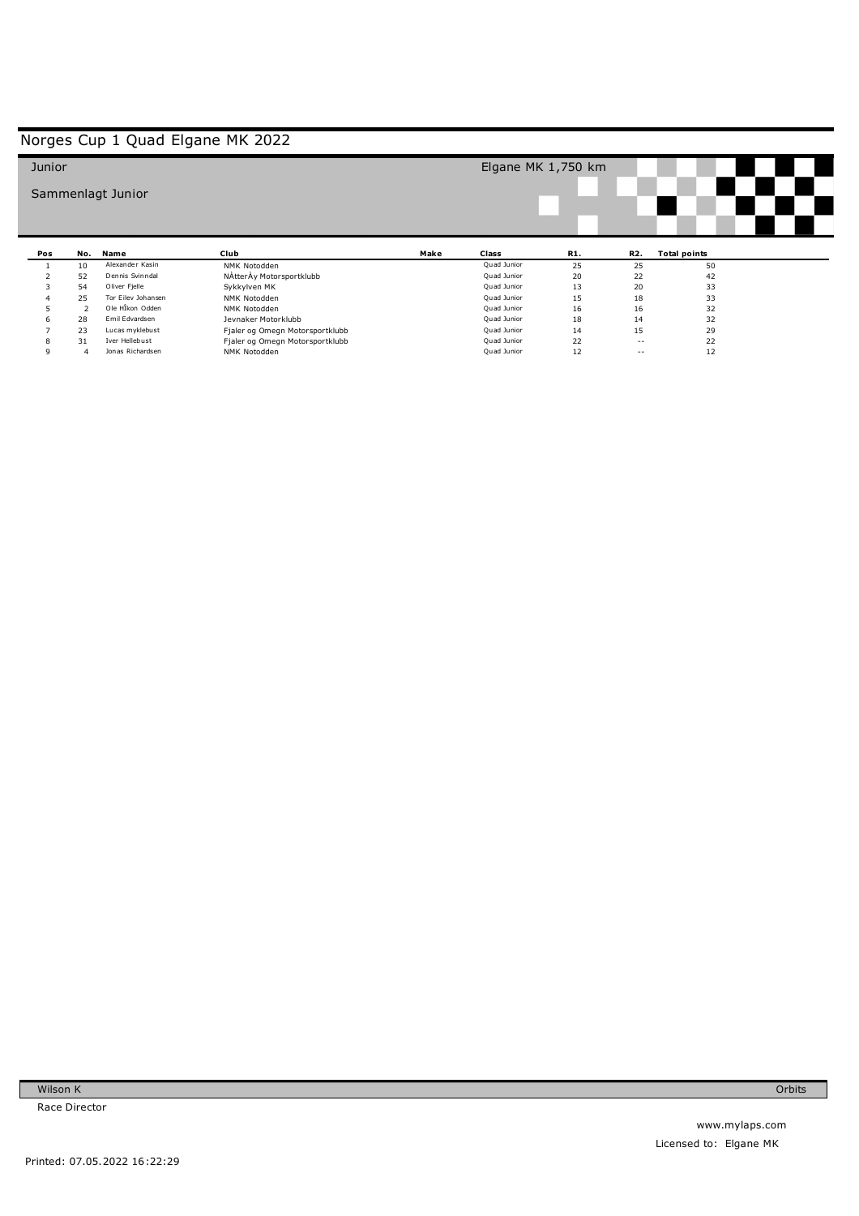# Norges Cup 1 Quad Elgane MK 2022

Junior

Elgane MK 1,750 km

Sammenlagt Junior

| Pos | No. | Name | Club | Make | Class | R1. | R2. | Total points |
|---|---|---|---|---|---|---|---|---|
| 1 | 10 | Alexander Kasin | NMK Notodden | | Quad Junior | 25 | 25 | 50 |
| 2 | 52 | Dennis Svinndal | NÅtterÅy Motorsportklubb | | Quad Junior | 20 | 22 | 42 |
| 3 | 54 | Oliver Fjelle | Sykkylven MK | | Quad Junior | 13 | 20 | 33 |
| 4 | 25 | Tor Eilev Johansen | NMK Notodden | | Quad Junior | 15 | 18 | 33 |
| 5 | 2 | Ole HÎkon Odden | NMK Notodden | | Quad Junior | 16 | 16 | 32 |
| 6 | 28 | Emil Edvardsen | Jevnaker Motorklubb | | Quad Junior | 18 | 14 | 32 |
| 7 | 23 | Lucas myklebust | Fjaler og Omegn Motorsportklubb | | Quad Junior | 14 | 15 | 29 |
| 8 | 31 | Iver Hellebust | Fjaler og Omegn Motorsportklubb | | Quad Junior | 22 | -- | 22 |
| 9 | 4 | Jonas Richardsen | NMK Notodden | | Quad Junior | 12 | -- | 12 |

Wilson K

Race Director

Orbits

www.mylaps.com

Licensed to: Elgane MK

Printed: 07.05.2022 16:22:29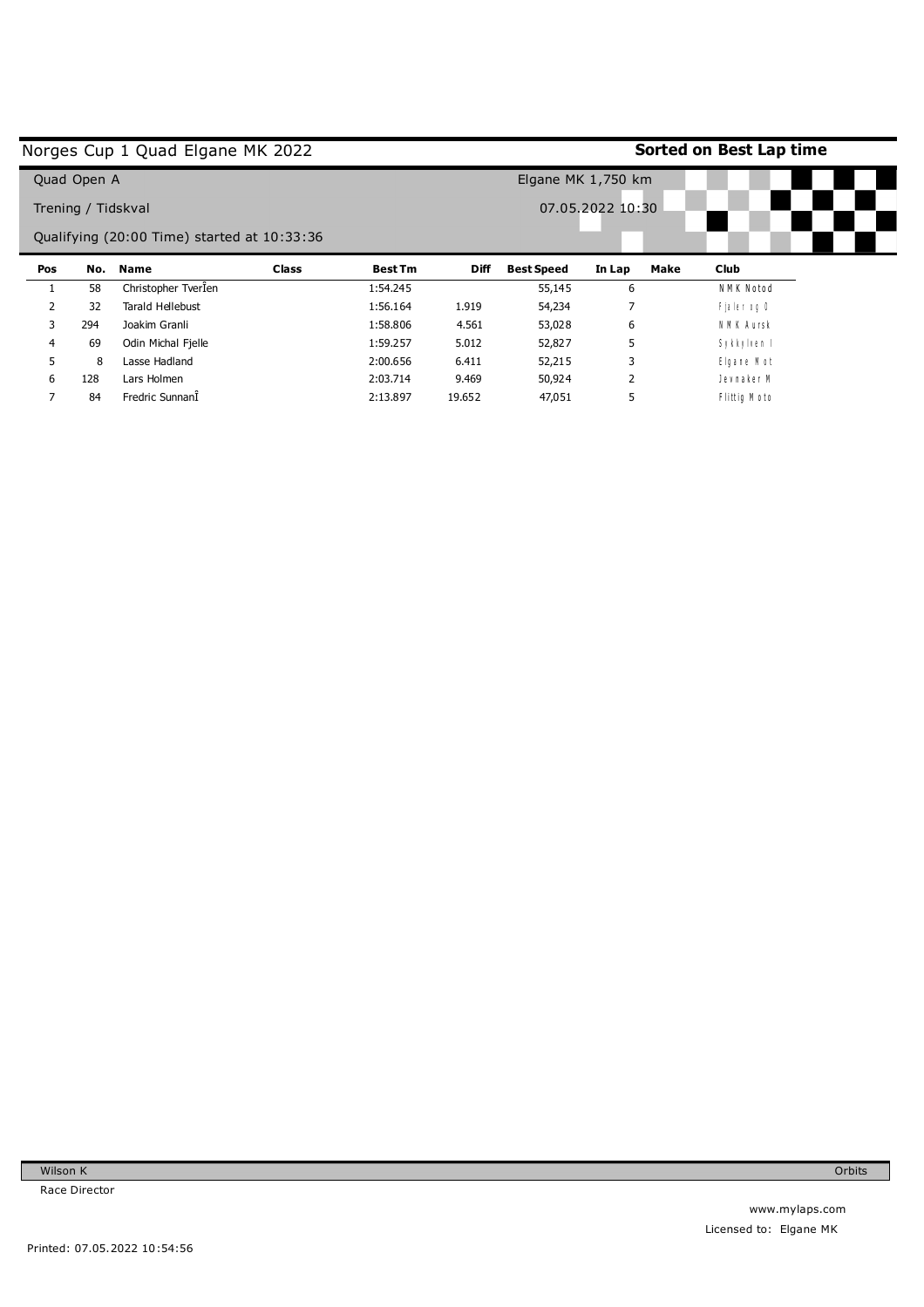# Norges Cup 1 Quad Elgane MK 2022

**Sorted on Best Lap time**

Quad Open A

Elgane MK 1,750 km

Trening / Tidskval

07.05.2022 10:30

Qualifying (20:00 Time) started at 10:33:36

| Pos | No. | Name | Class | Best Tm | Diff | Best Speed | In Lap | Make | Club |
|---|---|---|---|---|---|---|---|---|---|
| 1 | 58 | Christopher TverÎen | | 1:54.245 | | 55,145 | 6 | | NMK Notod |
| 2 | 32 | Tarald Hellebust | | 1:56.164 | 1.919 | 54,234 | 7 | | Fjaler og O |
| 3 | 294 | Joakim Granli | | 1:58.806 | 4.561 | 53,028 | 6 | | NMK Aursk |
| 4 | 69 | Odin Michal Fjelle | | 1:59.257 | 5.012 | 52,827 | 5 | | Sykkylven I |
| 5 | 8 | Lasse Hadland | | 2:00.656 | 6.411 | 52,215 | 3 | | Elgane Mot |
| 6 | 128 | Lars Holmen | | 2:03.714 | 9.469 | 50,924 | 2 | | Jevnaker M |
| 7 | 84 | Fredric SunnanÎ | | 2:13.897 | 19.652 | 47,051 | 5 | | Flittig Moto |

Wilson K

Race Director

Orbits

www.mylaps.com

Licensed to: Elgane MK

Printed: 07.05.2022 10:54:56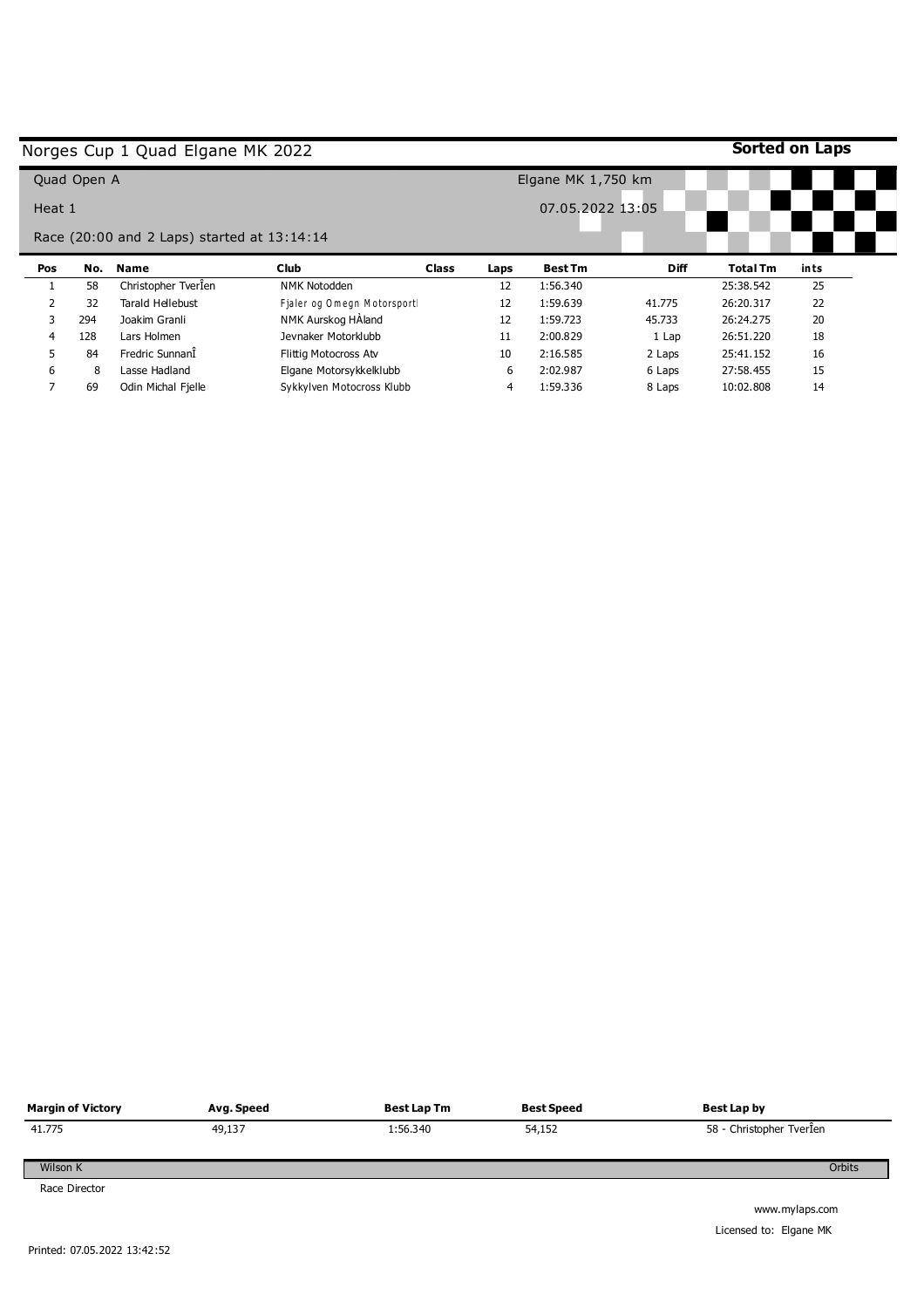# Norges Cup 1 Quad Elgane MK 2022

**Sorted on Laps**

Quad Open A

Heat 1

Race (20:00 and 2 Laps) started at 13:14:14

Elgane MK 1,750 km

07.05.2022 13:05

| Pos | No. | Name | Club | Class | Laps | Best Tm | Diff | Total Tm | ints |
|---|---|---|---|---|---|---|---|---|---|
| 1 | 58 | Christopher TverÎen | NMK Notodden | | 12 | 1:56.340 | | 25:38.542 | 25 |
| 2 | 32 | Tarald Hellebust | Fjaler og Omegn Motorsport | | 12 | 1:59.639 | 41.775 | 26:20.317 | 22 |
| 3 | 294 | Joakim Granli | NMK Aurskog HÀland | | 12 | 1:59.723 | 45.733 | 26:24.275 | 20 |
| 4 | 128 | Lars Holmen | Jevnaker Motorklubb | | 11 | 2:00.829 | 1 Lap | 26:51.220 | 18 |
| 5 | 84 | Fredric SunnanÎ | Flittig Motocross Atv | | 10 | 2:16.585 | 2 Laps | 25:41.152 | 16 |
| 6 | 8 | Lasse Hadland | Elgane Motorsykkelklubb | | 6 | 2:02.987 | 6 Laps | 27:58.455 | 15 |
| 7 | 69 | Odin Michal Fjelle | Sykkylven Motocross Klubb | | 4 | 1:59.336 | 8 Laps | 10:02.808 | 14 |

| Margin of Victory | Avg. Speed | Best Lap Tm | Best Speed | Best Lap by |
|---|---|---|---|---|
| 41.775 | 49,137 | 1:56.340 | 54,152 | 58 - Christopher TverÎen |

Wilson K

Race Director

Orbits

www.mylaps.com

Licensed to: Elgane MK

Printed: 07.05.2022 13:42:52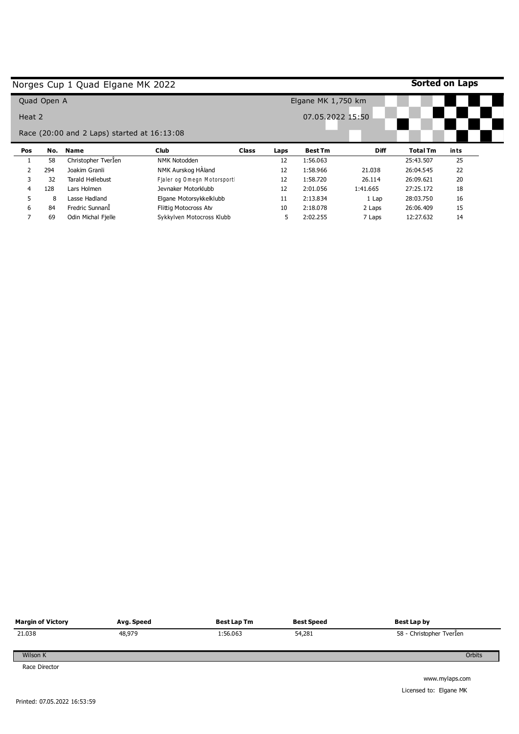# Norges Cup 1 Quad Elgane MK 2022

**Sorted on Laps**

Quad Open A

Elgane MK 1,750 km

Heat 2

07.05.2022 15:50

Race (20:00 and 2 Laps) started at 16:13:08

| Pos | No. | Name | Club | Class | Laps | Best Tm | Diff | Total Tm | ints |
|---|---|---|---|---|---|---|---|---|---|
| 1 | 58 | Christopher TverÎen | NMK Notodden | | 12 | 1:56.063 | | 25:43.507 | 25 |
| 2 | 294 | Joakim Granli | NMK Aurskog HÀland | | 12 | 1:58.966 | 21.038 | 26:04.545 | 22 |
| 3 | 32 | Tarald Hellebust | Fjaler og Omegn Motorsportl | | 12 | 1:58.720 | 26.114 | 26:09.621 | 20 |
| 4 | 128 | Lars Holmen | Jevnaker Motorklubb | | 12 | 2:01.056 | 1:41.665 | 27:25.172 | 18 |
| 5 | 8 | Lasse Hadland | Elgane Motorsykkelklubb | | 11 | 2:13.834 | 1 Lap | 28:03.750 | 16 |
| 6 | 84 | Fredric SunnanÎ | Flittig Motocross Atv | | 10 | 2:18.078 | 2 Laps | 26:06.409 | 15 |
| 7 | 69 | Odin Michal Fjelle | Sykkylven Motocross Klubb | | 5 | 2:02.255 | 7 Laps | 12:27.632 | 14 |

| Margin of Victory | Avg. Speed | Best Lap Tm | Best Speed | Best Lap by |
|---|---|---|---|---|
| 21.038 | 48,979 | 1:56.063 | 54,281 | 58 - Christopher TverÎen |

Wilson K

Race Director

Orbits

www.mylaps.com

Licensed to: Elgane MK

Printed: 07.05.2022 16:53:59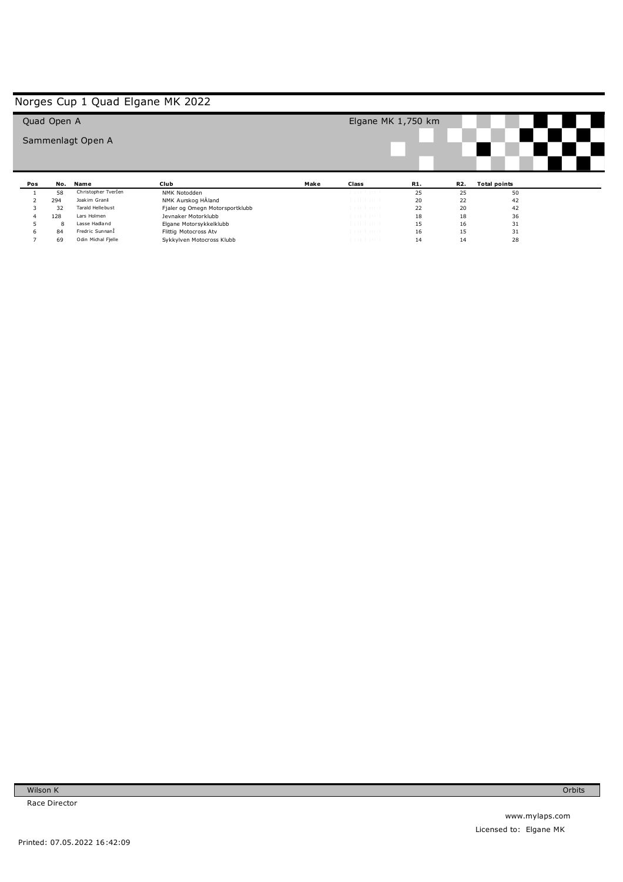# Norges Cup 1 Quad Elgane MK 2022

Quad Open A

Elgane MK 1,750 km

Sammenlagt Open A

| Pos | No. | Name | Club | Make | Class | R1. | R2. | Total points |
|---|---|---|---|---|---|---|---|---|
| 1 | 58 | Christopher TverÎen | NMK Notodden | | | 25 | 25 | 50 |
| 2 | 294 | Joakim Granli | NMK Aurskog HÅland | | | 20 | 22 | 42 |
| 3 | 32 | Tarald Hellebust | Fjaler og Omegn Motorsportklubb | | | 22 | 20 | 42 |
| 4 | 128 | Lars Holmen | Jevnaker Motorklubb | | | 18 | 18 | 36 |
| 5 | 8 | Lasse Hadland | Elgane Motorsykkelklubb | | | 15 | 16 | 31 |
| 6 | 84 | Fredric SunnanÎ | Flittig Motocross Atv | | | 16 | 15 | 31 |
| 7 | 69 | Odin Michal Fjelle | Sykkylven Motocross Klubb | | | 14 | 14 | 28 |

Wilson K

Race Director

Orbits

www.mylaps.com

Licensed to: Elgane MK

Printed: 07.05.2022 16:42:09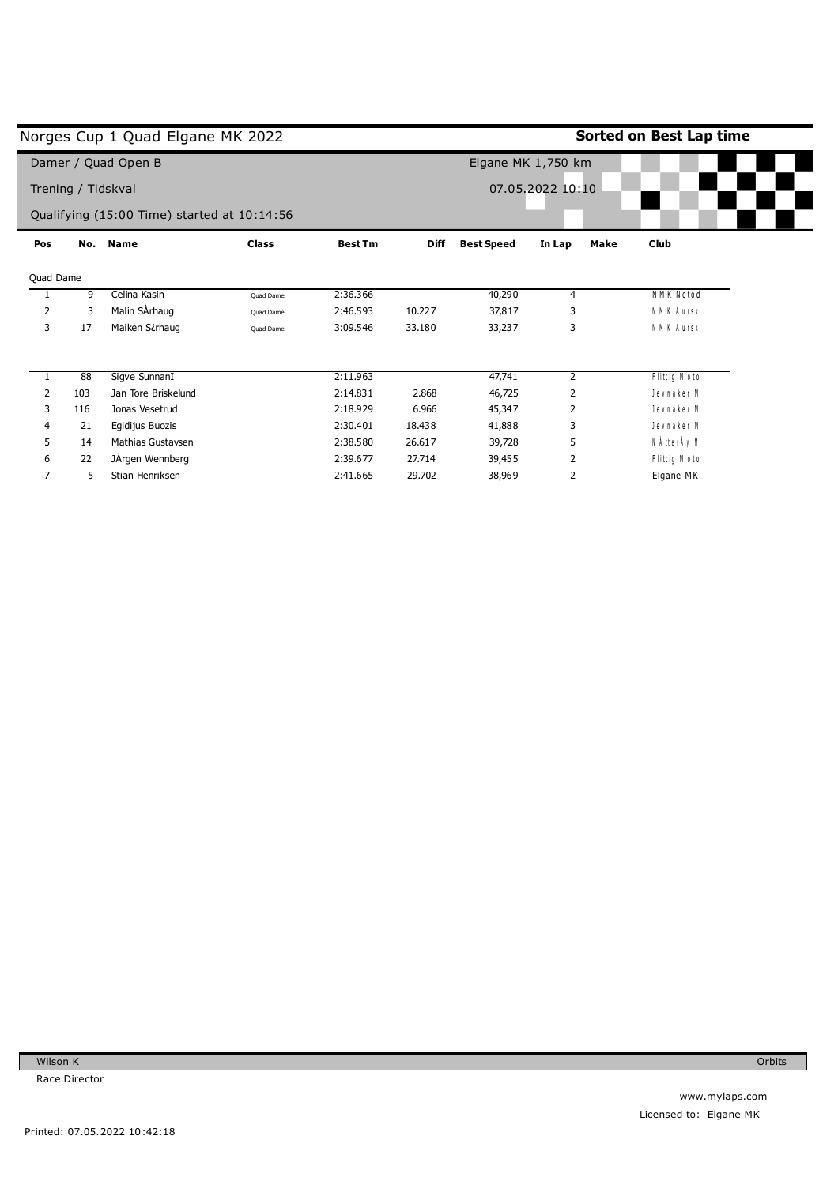# Norges Cup 1 Quad Elgane MK 2022

**Sorted on Best Lap time**

Damer / Quad Open B

Trening / Tidskval

Qualifying (15:00 Time) started at 10:14:56

Elgane MK 1,750 km

07.05.2022 10:10

| Pos | No. | Name | Class | Best Tm | Diff | Best Speed | In Lap | Make | Club |
|---|---|---|---|---|---|---|---|---|---|
| Quad Dame | | | | | | | | | |
| 1 | 9 | Celina Kasin | Quad Dame | 2:36.366 | | 40,290 | 4 | | NMK Notod |
| 2 | 3 | Malin SÄrhaug | Quad Dame | 2:46.593 | 10.227 | 37,817 | 3 | | NMK Aursk |
| 3 | 17 | Maiken S¿rhaug | Quad Dame | 3:09.546 | 33.180 | 33,237 | 3 | | NMK Aursk |
| | | | | | | | | | |
| 1 | 88 | Sigve SunnanI | | 2:11.963 | | 47,741 | 2 | | Flittig Moto |
| 2 | 103 | Jan Tore Briskelund | | 2:14.831 | 2.868 | 46,725 | 2 | | Jevnaker M |
| 3 | 116 | Jonas Vesetrud | | 2:18.929 | 6.966 | 45,347 | 2 | | Jevnaker M |
| 4 | 21 | Egidijus Buozis | | 2:30.401 | 18.438 | 41,888 | 3 | | Jevnaker M |
| 5 | 14 | Mathias Gustavsen | | 2:38.580 | 26.617 | 39,728 | 5 | | NÄtterÃy M |
| 6 | 22 | JÄrgen Wennberg | | 2:39.677 | 27.714 | 39,455 | 2 | | Flittig Moto |
| 7 | 5 | Stian Henriksen | | 2:41.665 | 29.702 | 38,969 | 2 | | Elgane MK |

Wilson K

Race Director

Orbits

www.mylaps.com

Licensed to: Elgane MK

Printed: 07.05.2022 10:42:18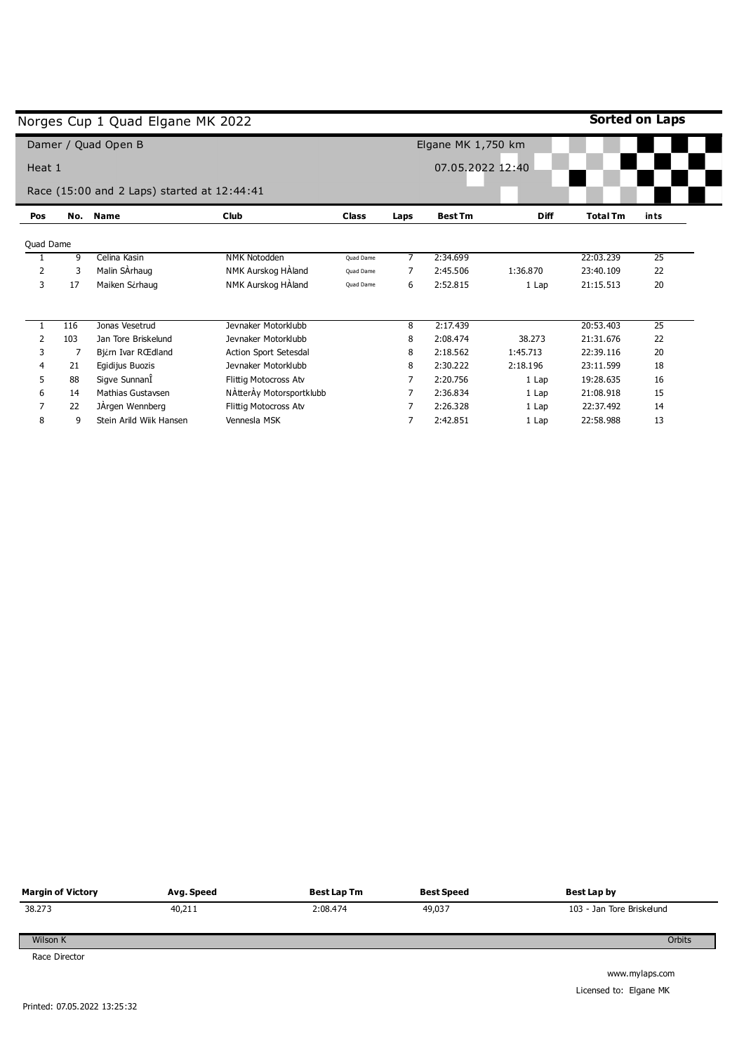# Norges Cup 1 Quad Elgane MK 2022

**Sorted on Laps**

Damer / Quad Open B

Heat 1

Race (15:00 and 2 Laps) started at 12:44:41

Elgane MK 1,750 km

07.05.2022 12:40

| Pos | No. | Name | Club | Class | Laps | Best Tm | Diff | Total Tm | ints |
|---|---|---|---|---|---|---|---|---|---|
| Quad Dame | | | | | | | | | |
| 1 | 9 | Celina Kasin | NMK Notodden | Quad Dame | 7 | 2:34.699 | | 22:03.239 | 25 |
| 2 | 3 | Malin SÃrhaug | NMK Aurskog HÀland | Quad Dame | 7 | 2:45.506 | 1:36.870 | 23:40.109 | 22 |
| 3 | 17 | Maiken Sċrhaug | NMK Aurskog HÀland | Quad Dame | 6 | 2:52.815 | 1 Lap | 21:15.513 | 20 |
| | | | | | | | | | |
| 1 | 116 | Jonas Vesetrud | Jevnaker Motorklubb | | 8 | 2:17.439 | | 20:53.403 | 25 |
| 2 | 103 | Jan Tore Briskelund | Jevnaker Motorklubb | | 8 | 2:08.474 | 38.273 | 21:31.676 | 22 |
| 3 | 7 | Bjċrn Ivar RŒdland | Action Sport Setesdal | | 8 | 2:18.562 | 1:45.713 | 22:39.116 | 20 |
| 4 | 21 | Egidijus Buozis | Jevnaker Motorklubb | | 8 | 2:30.222 | 2:18.196 | 23:11.599 | 18 |
| 5 | 88 | Sigve SunnanÎ | Flittig Motocross Atv | | 7 | 2:20.756 | 1 Lap | 19:28.635 | 16 |
| 6 | 14 | Mathias Gustavsen | NÃtterÃy Motorsportklubb | | 7 | 2:36.834 | 1 Lap | 21:08.918 | 15 |
| 7 | 22 | JÃrgen Wennberg | Flittig Motocross Atv | | 7 | 2:26.328 | 1 Lap | 22:37.492 | 14 |
| 8 | 9 | Stein Arild Wiik Hansen | Vennesla MSK | | 7 | 2:42.851 | 1 Lap | 22:58.988 | 13 |

| Margin of Victory | Avg. Speed | Best Lap Tm | Best Speed | Best Lap by |
|---|---|---|---|---|
| 38.273 | 40,211 | 2:08.474 | 49,037 | 103 - Jan Tore Briskelund |

Wilson K

Race Director

Orbits

www.mylaps.com

Licensed to: Elgane MK

Printed: 07.05.2022 13:25:32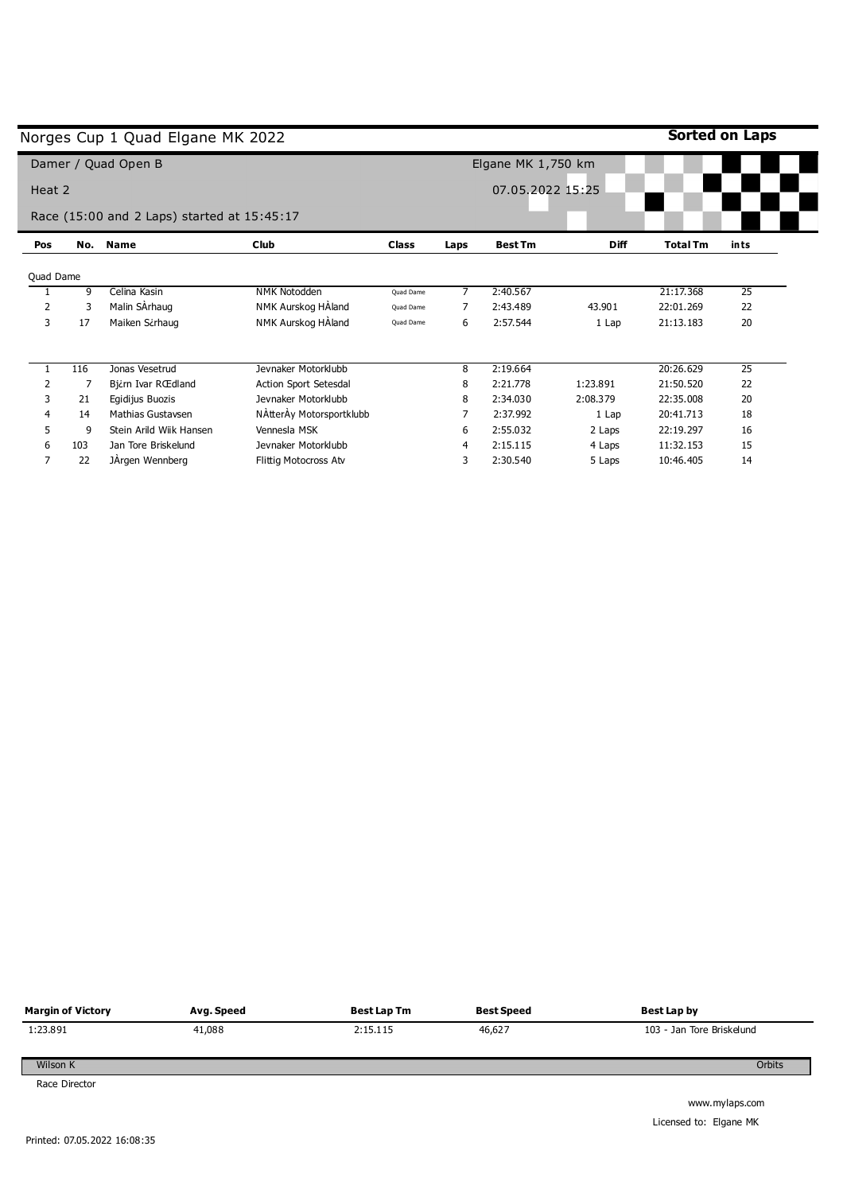# Norges Cup 1 Quad Elgane MK 2022

**Sorted on Laps**

Damer / Quad Open B

Heat 2

Race (15:00 and 2 Laps) started at 15:45:17

Elgane MK 1,750 km

07.05.2022 15:25

| Pos | No. | Name | Club | Class | Laps | Best Tm | Diff | Total Tm | ints |
|---|---|---|---|---|---|---|---|---|---|
| Quad Dame | | | | | | | | | |
| 1 | 9 | Celina Kasin | NMK Notodden | Quad Dame | 7 | 2:40.567 | | 21:17.368 | 25 |
| 2 | 3 | Malin SÅrhaug | NMK Aurskog HÅland | Quad Dame | 7 | 2:43.489 | 43.901 | 22:01.269 | 22 |
| 3 | 17 | Maiken Sćrhaug | NMK Aurskog HÅland | Quad Dame | 6 | 2:57.544 | 1 Lap | 21:13.183 | 20 |
| | | | | | | | | | |
| 1 | 116 | Jonas Vesetrud | Jevnaker Motorklubb | | 8 | 2:19.664 | | 20:26.629 | 25 |
| 2 | 7 | Bjćrn Ivar RŒdland | Action Sport Setesdal | | 8 | 2:21.778 | 1:23.891 | 21:50.520 | 22 |
| 3 | 21 | Egidijus Buozis | Jevnaker Motorklubb | | 8 | 2:34.030 | 2:08.379 | 22:35.008 | 20 |
| 4 | 14 | Mathias Gustavsen | NÅtterÅy Motorsportklubb | | 7 | 2:37.992 | 1 Lap | 20:41.713 | 18 |
| 5 | 9 | Stein Arild Wiik Hansen | Vennesla MSK | | 6 | 2:55.032 | 2 Laps | 22:19.297 | 16 |
| 6 | 103 | Jan Tore Briskelund | Jevnaker Motorklubb | | 4 | 2:15.115 | 4 Laps | 11:32.153 | 15 |
| 7 | 22 | JÅrgen Wennberg | Flittig Motocross Atv | | 3 | 2:30.540 | 5 Laps | 10:46.405 | 14 |

| Margin of Victory | Avg. Speed | Best Lap Tm | Best Speed | Best Lap by |
|---|---|---|---|---|
| 1:23.891 | 41,088 | 2:15.115 | 46,627 | 103 - Jan Tore Briskelund |

Wilson K

Race Director

Orbits

www.mylaps.com

Licensed to: Elgane MK

Printed: 07.05.2022 16:08:35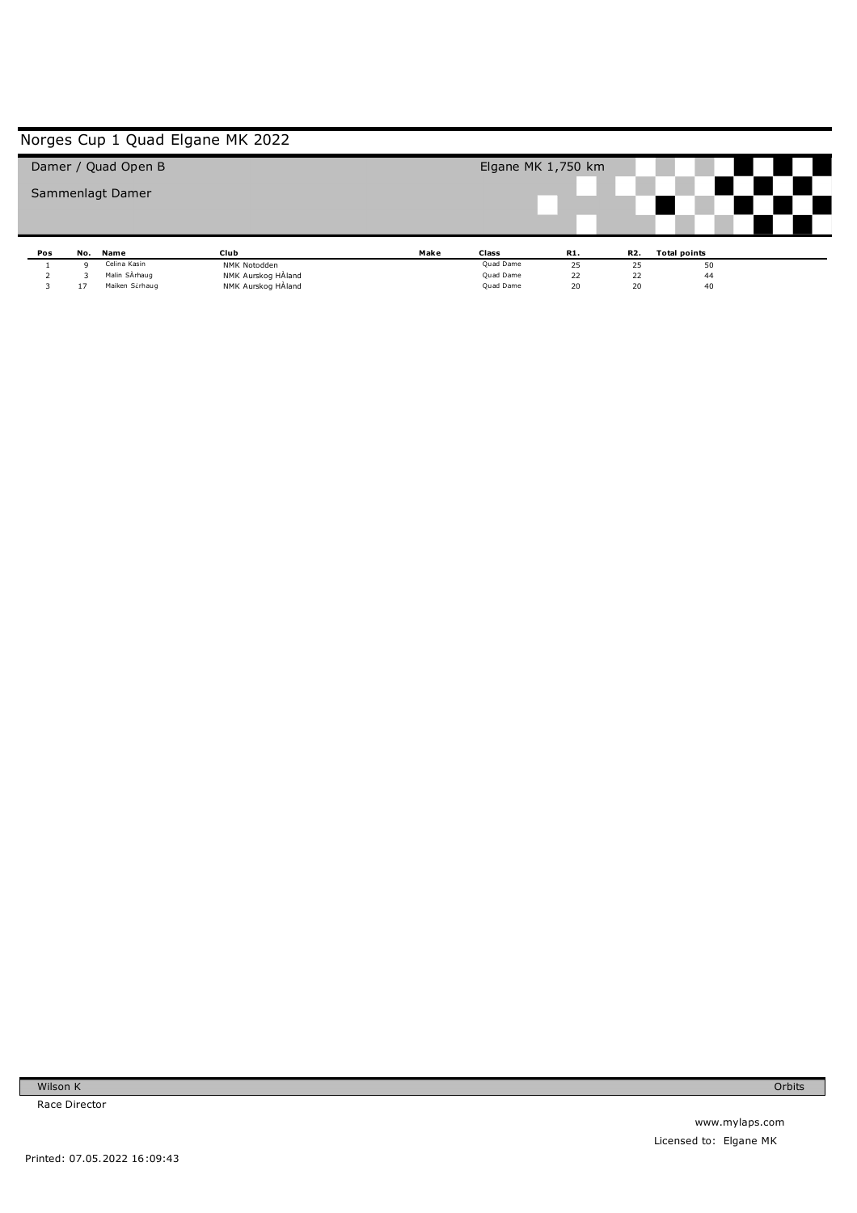# Norges Cup 1 Quad Elgane MK 2022

Damer / Quad Open B

Elgane MK 1,750 km

Sammenlagt Damer

| Pos | No. | Name | Club | Make | Class | R1. | R2. | Total points |
|---|---|---|---|---|---|---|---|---|
| 1 | 9 | Celina Kasin | NMK Notodden | | Quad Dame | 25 | 25 | 50 |
| 2 | 3 | Malin SÃrhaug | NMK Aurskog HÅland | | Quad Dame | 22 | 22 | 44 |
| 3 | 17 | Maiken Sـrhaug | NMK Aurskog HÅland | | Quad Dame | 20 | 20 | 40 |

Wilson K

Race Director

Orbits

www.mylaps.com

Licensed to: Elgane MK

Printed: 07.05.2022 16:09:43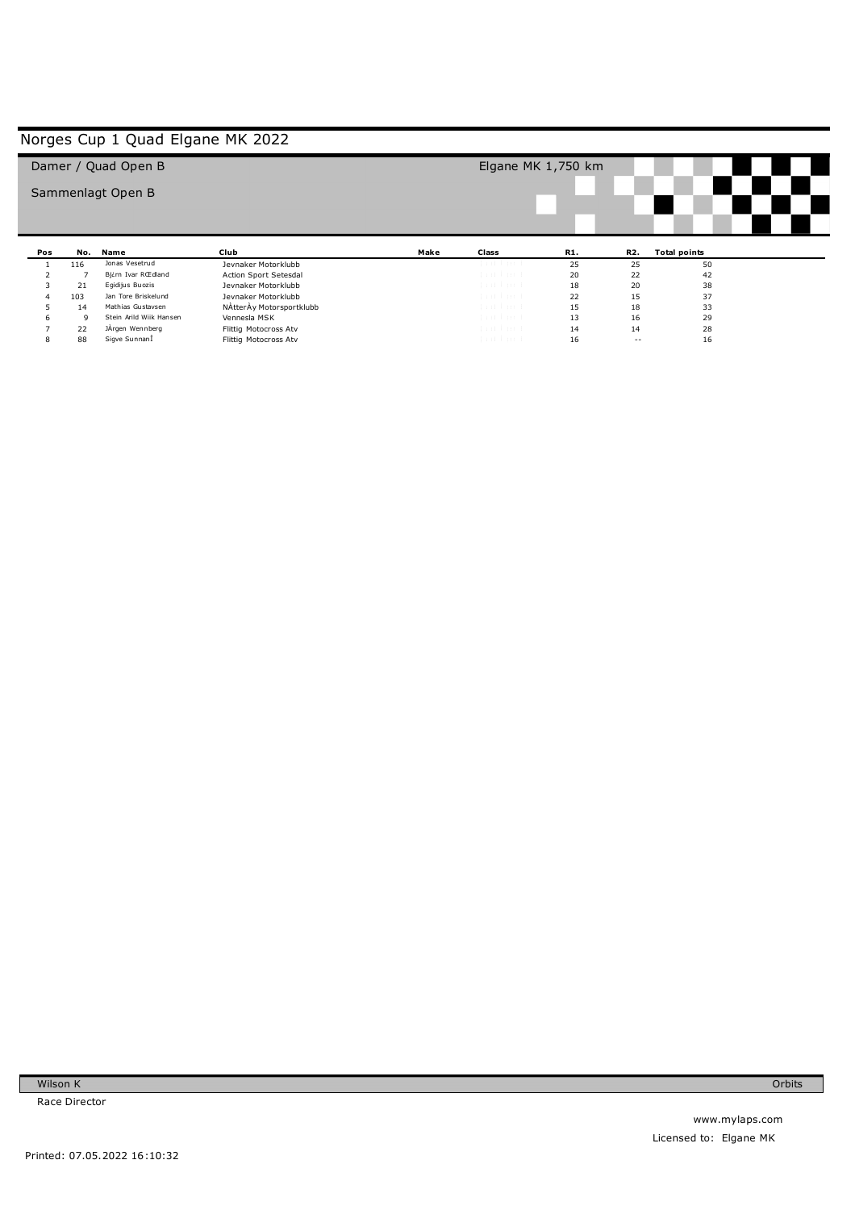# Norges Cup 1 Quad Elgane MK 2022

Damer / Quad Open B

Sammenlagt Open B

Elgane MK 1,750 km

| Pos | No. | Name | Club | Make | Class | R1. | R2. | Total points |
|---|---|---|---|---|---|---|---|---|
| 1 | 116 | Jonas Vesetrud | Jevnaker Motorklubb | | | 25 | 25 | 50 |
| 2 | 7 | Bjćrn Ivar RŒdland | Action Sport Setesdal | | | 20 | 22 | 42 |
| 3 | 21 | Egidijus Buozis | Jevnaker Motorklubb | | | 18 | 20 | 38 |
| 4 | 103 | Jan Tore Briskelund | Jevnaker Motorklubb | | | 22 | 15 | 37 |
| 5 | 14 | Mathias Gustavsen | NÅtterÅy Motorsportklubb | | | 15 | 18 | 33 |
| 6 | 9 | Stein Arild Wiik Hansen | Vennesla MSK | | | 13 | 16 | 29 |
| 7 | 22 | JÅrgen Wennberg | Flittig Motocross Atv | | | 14 | 14 | 28 |
| 8 | 88 | Sigve SunnanÎ | Flittig Motocross Atv | | | 16 | -- | 16 |

Wilson K

Race Director

Orbits

www.mylaps.com

Licensed to: Elgane MK

Printed: 07.05.2022 16:10:32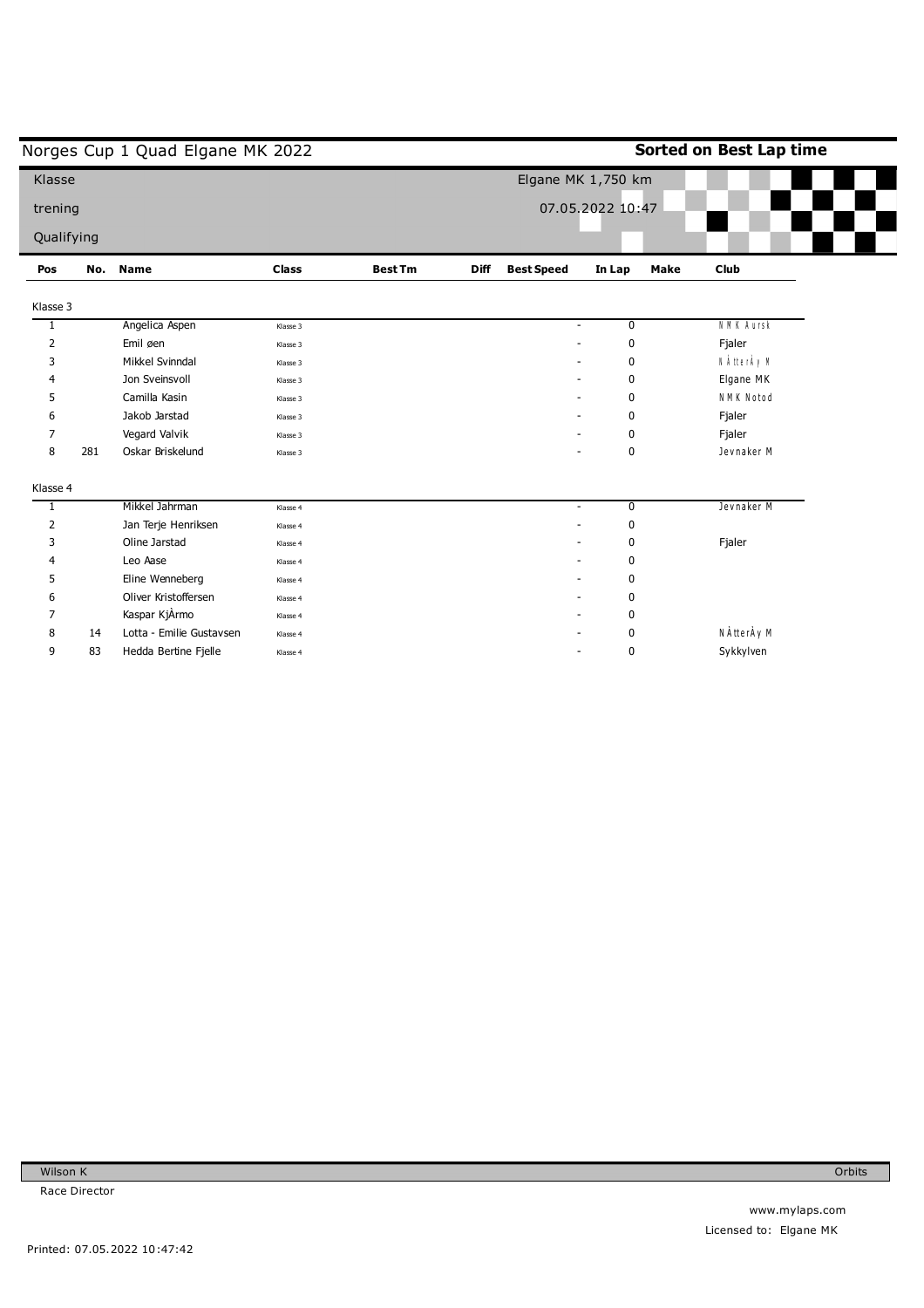# Norges Cup 1 Quad Elgane MK 2022

**Sorted on Best Lap time**

Klasse

trening

Qualifying

Elgane MK 1,750 km

07.05.2022 10:47

| Pos | No. | Name | Class | Best Tm | Diff | Best Speed | In Lap | Make | Club |
|---|---|---|---|---|---|---|---|---|---|
| **Klasse 3** | | | | | | | | | |
| 1 | | Angelica Aspen | Klasse 3 | | | - | 0 | | N M K Aursk |
| 2 | | Emil øen | Klasse 3 | | | - | 0 | | Fjaler |
| 3 | | Mikkel Svinndal | Klasse 3 | | | - | 0 | | N ÀtterÅy M |
| 4 | | Jon Sveinsvoll | Klasse 3 | | | - | 0 | | Elgane MK |
| 5 | | Camilla Kasin | Klasse 3 | | | - | 0 | | N M K Notod |
| 6 | | Jakob Jarstad | Klasse 3 | | | - | 0 | | Fjaler |
| 7 | | Vegard Valvik | Klasse 3 | | | - | 0 | | Fjaler |
| 8 | 281 | Oskar Briskelund | Klasse 3 | | | - | 0 | | Jevnaker M |
| **Klasse 4** | | | | | | | | | |
| 1 | | Mikkel Jahrman | Klasse 4 | | | - | 0 | | Jevnaker M |
| 2 | | Jan Terje Henriksen | Klasse 4 | | | - | 0 | | |
| 3 | | Oline Jarstad | Klasse 4 | | | - | 0 | | Fjaler |
| 4 | | Leo Aase | Klasse 4 | | | - | 0 | | |
| 5 | | Eline Wenneberg | Klasse 4 | | | - | 0 | | |
| 6 | | Oliver Kristoffersen | Klasse 4 | | | - | 0 | | |
| 7 | | Kaspar KjÀrmo | Klasse 4 | | | - | 0 | | |
| 8 | 14 | Lotta - Emilie Gustavsen | Klasse 4 | | | - | 0 | | N ÀtterÅy M |
| 9 | 83 | Hedda Bertine Fjelle | Klasse 4 | | | - | 0 | | Sykkylven |

Wilson K

Race Director

Orbits

www.mylaps.com

Licensed to: Elgane MK

Printed: 07.05.2022 10:47:42